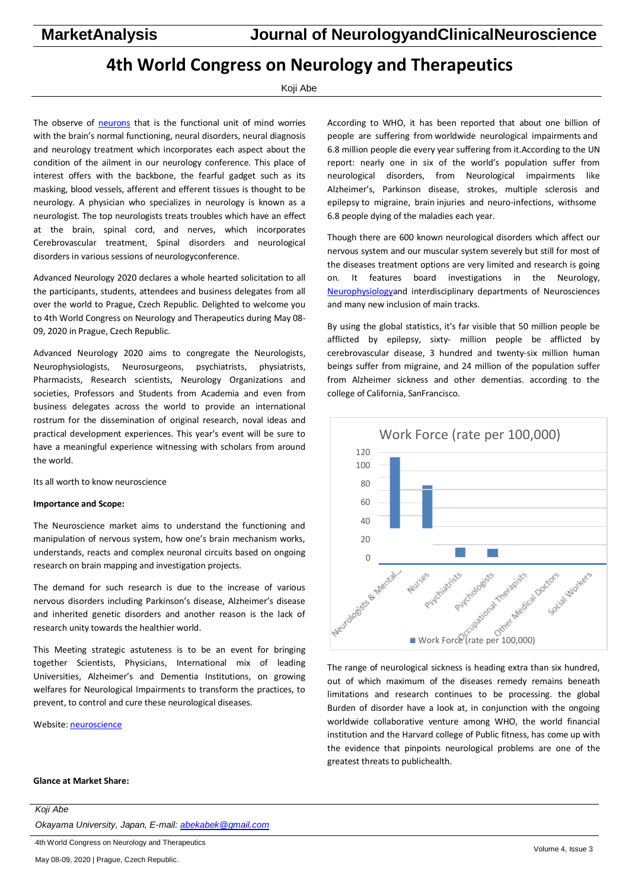# 4th World Congress on Neurology and Therapeutics

Koji Abe

The observe of [neurons](neurons) that is the functional unit of mind worries with the brain's normal functioning, neural disorders, neural diagnosis and neurology treatment which incorporates each aspect about the condition of the ailment in our neurology conference. This place of interest offers with the backbone, the fearful gadget such as its masking, blood vessels, afferent and efferent tissues is thought to be neurology. A physician who specializes in neurology is known as a neurologist. The top neurologists treats troubles which have an effect at the brain, spinal cord, and nerves, which incorporates Cerebrovascular treatment, Spinal disorders and neurological disorders in various sessions of neurologyconference.

Advanced Neurology 2020 declares a whole hearted solicitation to all the participants, students, attendees and business delegates from all over the world to Prague, Czech Republic. Delighted to welcome you to 4th World Congress on Neurology and Therapeutics during May 08-09, 2020 in Prague, Czech Republic.

Advanced Neurology 2020 aims to congregate the Neurologists, Neurophysiologists, Neurosurgeons, psychiatrists, physiatrists, Pharmacists, Research scientists, Neurology Organizations and societies, Professors and Students from Academia and even from business delegates across the world to provide an international rostrum for the dissemination of original research, noval ideas and practical development experiences. This year's event will be sure to have a meaningful experience witnessing with scholars from around the world.

Its all worth to know neuroscience

**Importance and Scope:**

The Neuroscience market aims to understand the functioning and manipulation of nervous system, how one's brain mechanism works, understands, reacts and complex neuronal circuits based on ongoing research on brain mapping and investigation projects.

The demand for such research is due to the increase of various nervous disorders including Parkinson's disease, Alzheimer's disease and inherited genetic disorders and another reason is the lack of research unity towards the healthier world.

This Meeting strategic astuteness is to be an event for bringing together Scientists, Physicians, International mix of leading Universities, Alzheimer's and Dementia Institutions, on growing welfares for Neurological Impairments to transform the practices, to prevent, to control and cure these neurological diseases.

Website: [neuroscience](neuroscience)

**Glance at Market Share:**

According to WHO, it has been reported that about one billion of people are suffering from worldwide neurological impairments and 6.8 million people die every year suffering from it.According to the UN report: nearly one in six of the world's population suffer from neurological disorders, from Neurological impairments like Alzheimer's, Parkinson disease, strokes, multiple sclerosis and epilepsy to migraine, brain injuries and neuro-infections, withsome 6.8 people dying of the maladies each year.

Though there are 600 known neurological disorders which affect our nervous system and our muscular system severely but still for most of the diseases treatment options are very limited and research is going on. It features board investigations in the Neurology, [Neurophysiology](Neurophysiology)and interdisciplinary departments of Neurosciences and many new inclusion of main tracks.

By using the global statistics, it's far visible that 50 million people be afflicted by epilepsy, sixty- million people be afflicted by cerebrovascular disease, 3 hundred and twenty-six million human beings suffer from migraine, and 24 million of the population suffer from Alzheimer sickness and other dementias. according to the college of California, SanFrancisco.

**Work Force (rate per 100,000)**

| Category | Work Force (rate per 100,000) |
| --- | --- |
| Neurologists & Mental... | ~110 |
| Nurses | ~75 |
| Psychiatrists | ~10 |
| Psychologists | ~10 |
| Occupational Therapists | ~0 |
| Other Medical Doctors | ~0 |
| Social Workers | ~0 |

The range of neurological sickness is heading extra than six hundred, out of which maximum of the diseases remedy remains beneath limitations and research continues to be processing. the global Burden of disorder have a look at, in conjunction with the ongoing worldwide collaborative venture among WHO, the world financial institution and the Harvard college of Public fitness, has come up with the evidence that pinpoints neurological problems are one of the greatest threats to publichealth.

*Koji Abe*

*Okayama University, Japan, E-mail: [abekabek@gmail.com](mailto:abekabek@gmail.com)*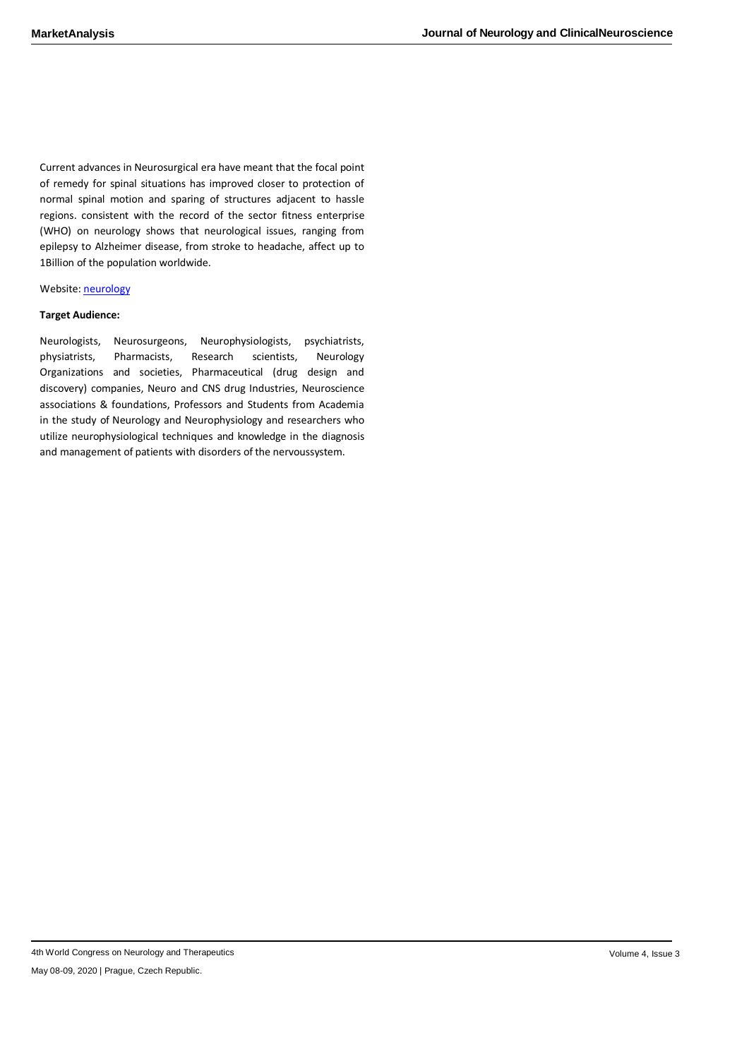Current advances in Neurosurgical era have meant that the focal point of remedy for spinal situations has improved closer to protection of normal spinal motion and sparing of structures adjacent to hassle regions. consistent with the record of the sector fitness enterprise (WHO) on neurology shows that neurological issues, ranging from epilepsy to Alzheimer disease, from stroke to headache, affect up to 1Billion of the population worldwide.

Website: neurology

**Target Audience:**

Neurologists, Neurosurgeons, Neurophysiologists, psychiatrists, physiatrists, Pharmacists, Research scientists, Neurology Organizations and societies, Pharmaceutical (drug design and discovery) companies, Neuro and CNS drug Industries, Neuroscience associations & foundations, Professors and Students from Academia in the study of Neurology and Neurophysiology and researchers who utilize neurophysiological techniques and knowledge in the diagnosis and management of patients with disorders of the nervoussystem.